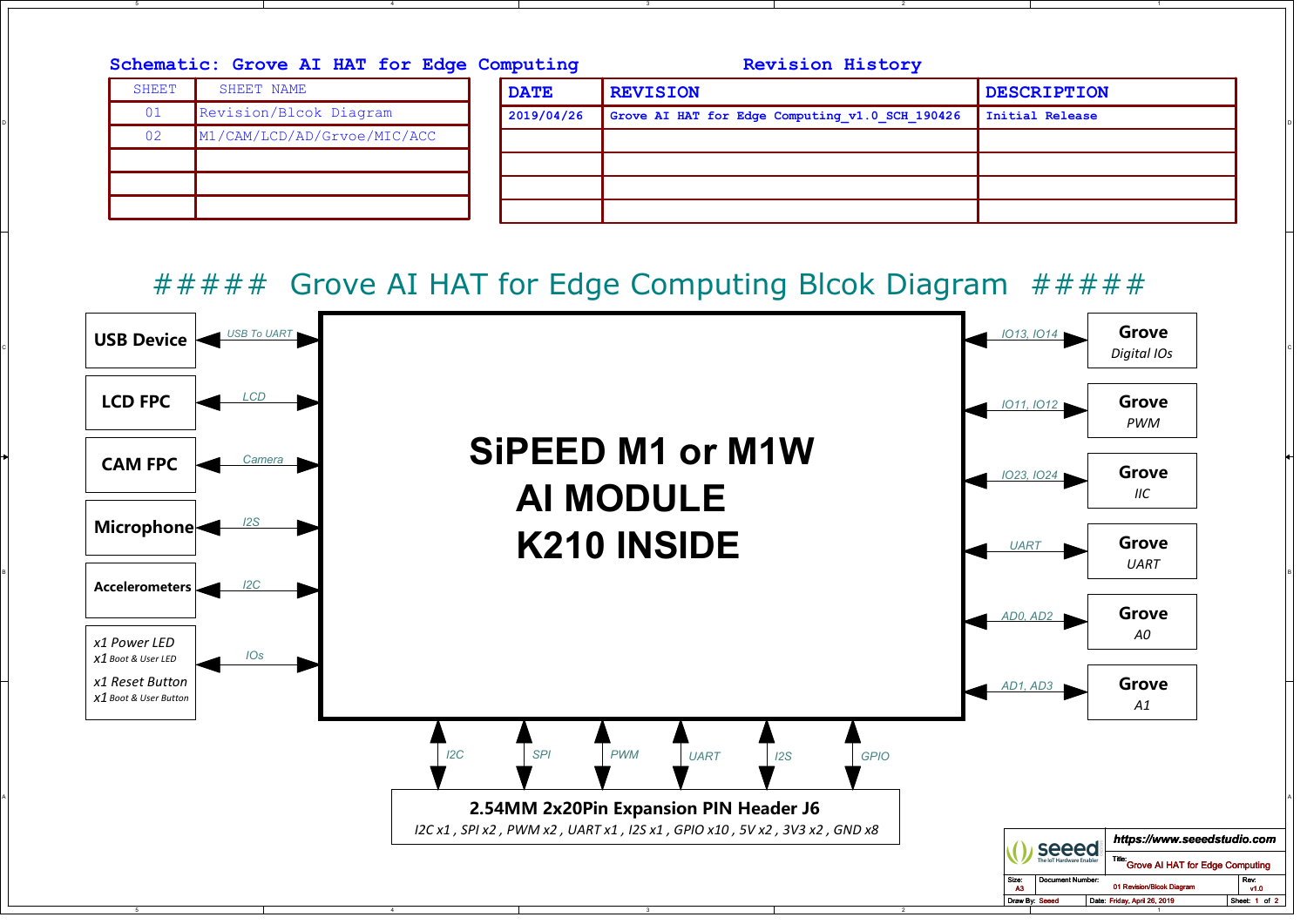## Schematic: Grove AI HAT for Edge Computing

| SHEET | SHEET NAME |
|---|---|
| 01 | Revision/Blcok Diagram |
| 02 | M1/CAM/LCD/AD/Grvoe/MIC/ACC |
| | |
| | |
| | |

## Revision History

| DATE | REVISION | DESCRIPTION |
|---|---|---|
| 2019/04/26 | Grove AI HAT for Edge Computing_v1.0_SCH_190426 | Initial Release |
| | | |
| | | |
| | | |
| | | |

# ##### Grove AI HAT for Edge Computing Blcok Diagram #####

**SiPEED M1 or M1W AI MODULE K210 INSIDE**

Left side connections:
- **USB Device** — *USB To UART*
- **LCD FPC** — *LCD*
- **CAM FPC** — *Camera*
- **Microphone** — *I2S*
- **Accelerometers** — *I2C*
- *x1 Power LED*, *x1 Boot & User LED*, *x1 Reset Button*, *x1 Boot & User Button* — *IOs*

Right side connections:
- *IO13, IO14* — **Grove** *Digital IOs*
- *IO11, IO12* — **Grove** *PWM*
- *IO23, IO24* — **Grove** *IIC*
- *UART* — **Grove** *UART*
- *AD0, AD2* — **Grove** *A0*
- *AD1, AD3* — **Grove** *A1*

Bottom connections: *I2C*, *SPI*, *PWM*, *UART*, *I2S*, *GPIO*

**2.54MM 2x20Pin Expansion PIN Header J6**

*I2C x1 , SPI x2 , PWM x2 , UART x1 , I2S x1 , GPIO x10 , 5V x2 , 3V3 x2 , GND x8*

seeed — The IoT Hardware Enabler

**https://www.seeedstudio.com**

| Title: | Grove AI HAT for Edge Computing | |
|---|---|---|
| Size: A3 | Document Number: 01 Revision/Blcok Diagram | Rev: v1.0 |
| Draw By: Seeed | Date: Friday, April 26, 2019 | Sheet: 1 of 2 |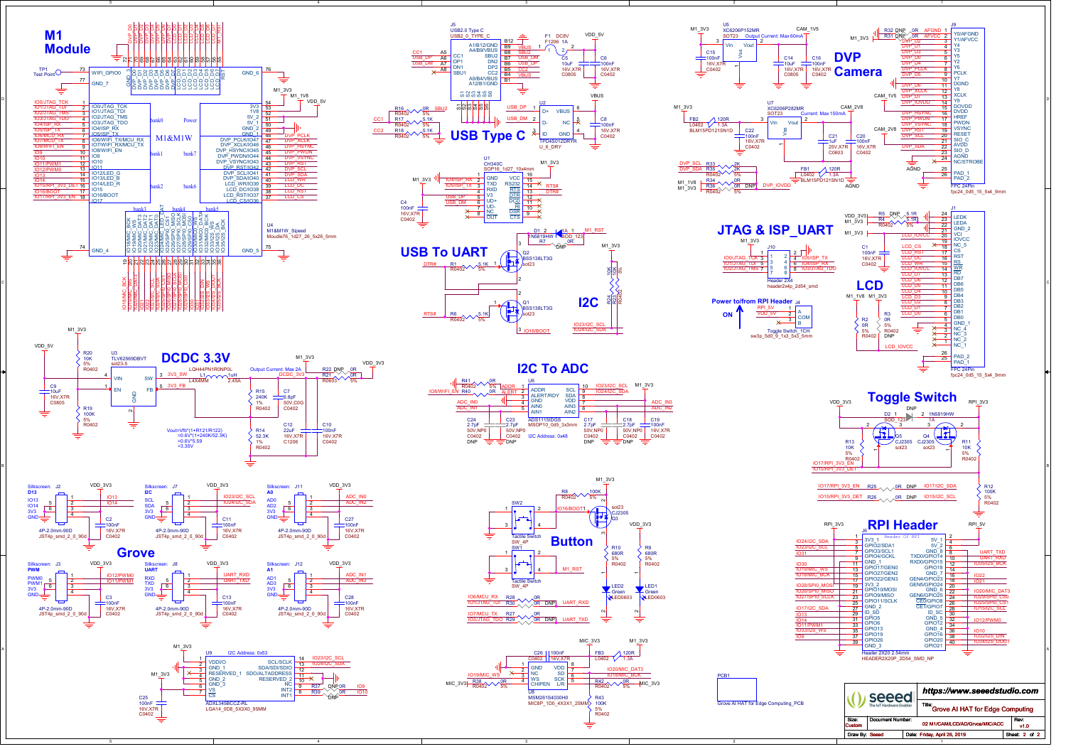# M1 Module

# DVP Camera

# USB Type C

# USB To UART

# JTAG & ISP_UART

# I2C

# LCD

# DCDC 3.3V

Output Current: Max 2A

Vout=Vfb*(1+R121/R122)
=0.6V*(1+240K/52.3K)
=0.6V*5.59
=3.35V

# I2C To ADC

I2C Address: 0x48

# Toggle Switch

# Grove

# Button

# RPI Header

Power to/from RPI Header

ON

I2C Address: 0x53

Output Current: Max 60mA

Current: Max 150mA

PCB1

Grove AI HAT for Edge Computing_PCB

https://www.seeedstudio.com

Title: Grove AI HAT for Edge Computing

| Size: Custom | Document Number: 02 M1/CAM/LCD/AD/Grove/MIC/ACC | Rev: v1.0 |
|---|---|---|
| Draw By: Seeed | Date: Friday, April 26, 2019 | Sheet 2 of 2 |